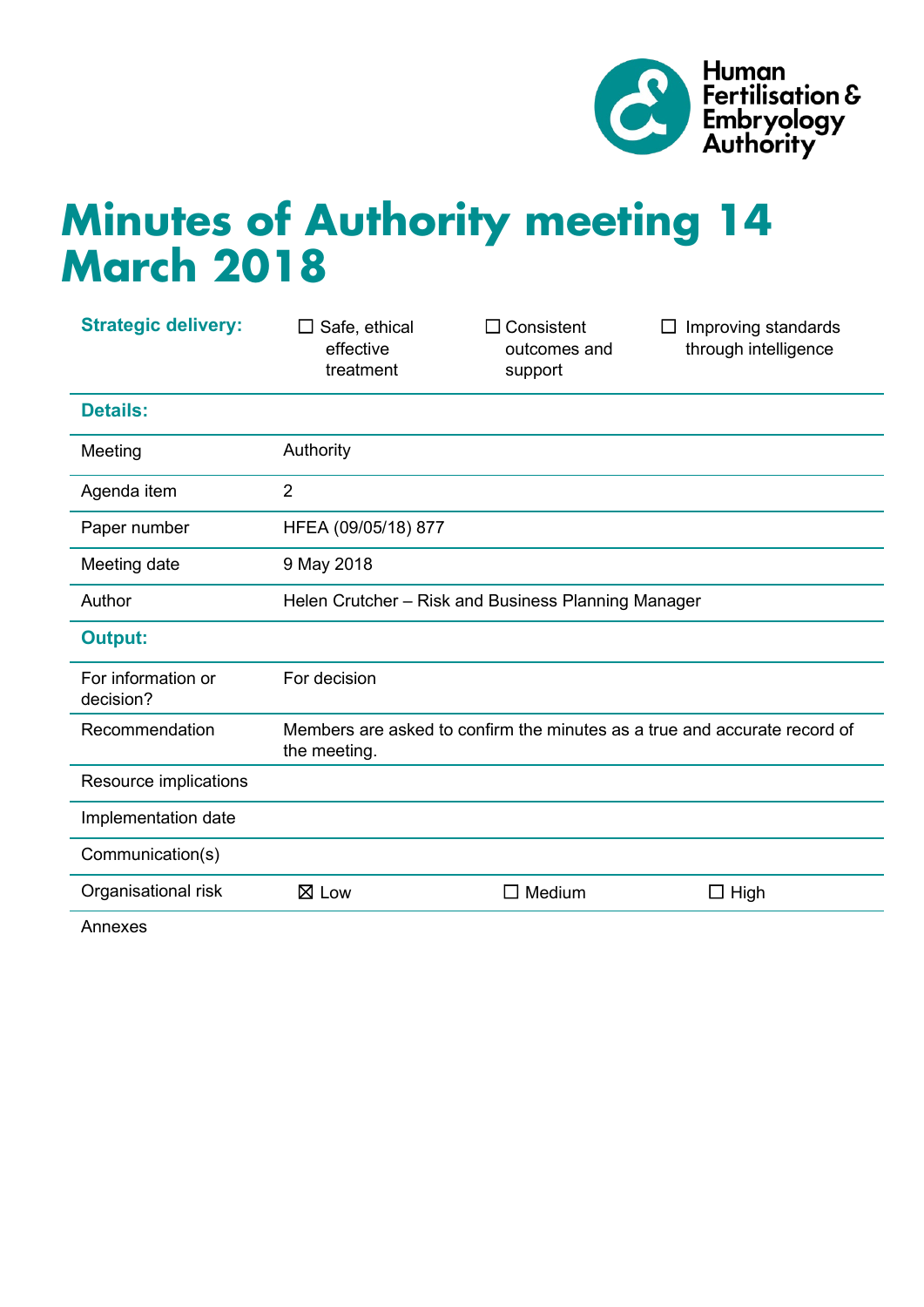Human Fertilisation & Embryology Authority

# Minutes of Authority meeting 14 March 2018

| **Strategic delivery:** | ☐ Safe, ethical effective treatment | ☐ Consistent outcomes and support | ☐ Improving standards through intelligence |
|---|---|---|---|
| **Details:** | | | |
| Meeting | Authority | | |
| Agenda item | 2 | | |
| Paper number | HFEA (09/05/18) 877 | | |
| Meeting date | 9 May 2018 | | |
| Author | Helen Crutcher – Risk and Business Planning Manager | | |
| **Output:** | | | |
| For information or decision? | For decision | | |
| Recommendation | Members are asked to confirm the minutes as a true and accurate record of the meeting. | | |
| Resource implications | | | |
| Implementation date | | | |
| Communication(s) | | | |
| Organisational risk | ☒ Low | ☐ Medium | ☐ High |
| Annexes | | | |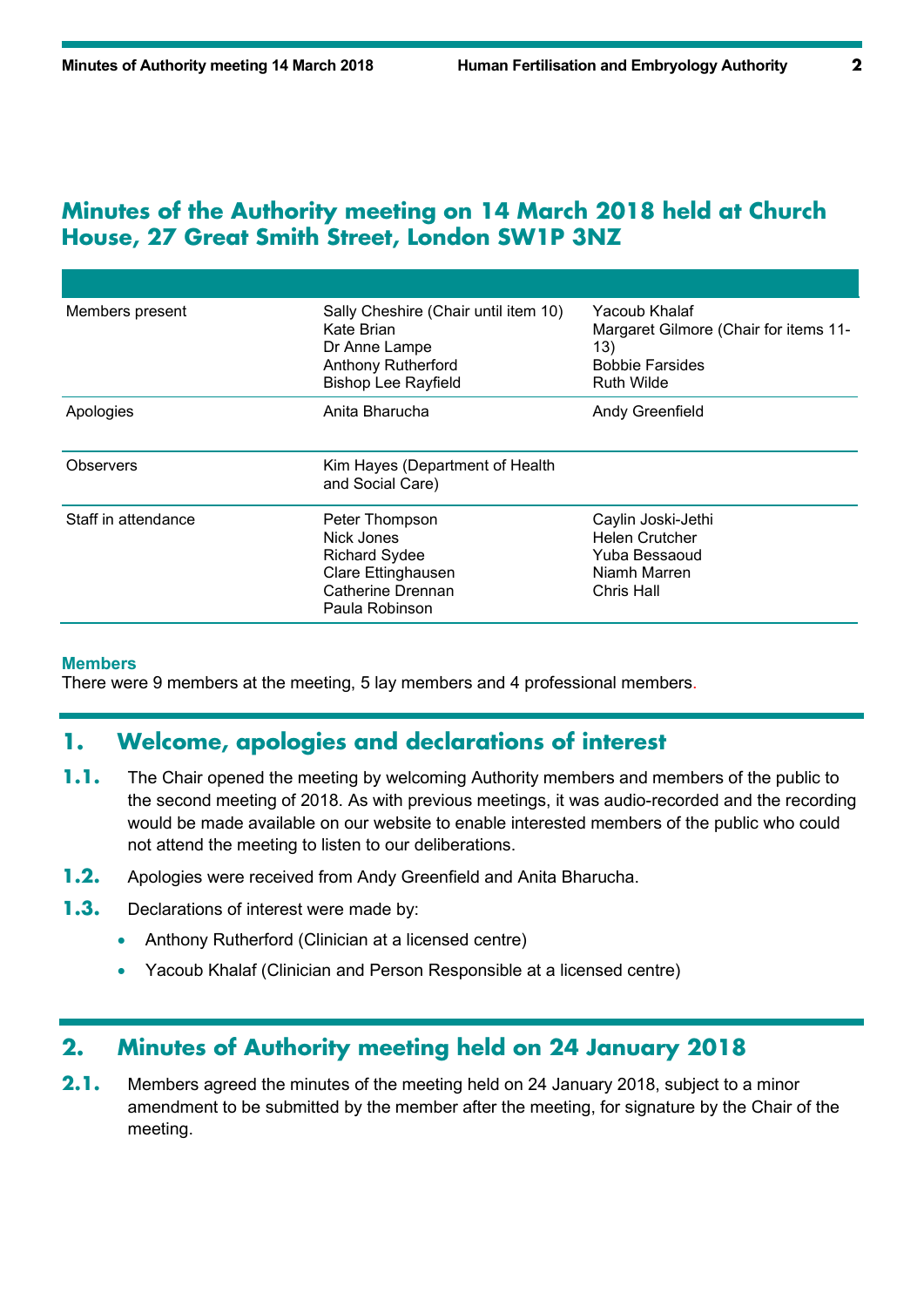# Minutes of the Authority meeting on 14 March 2018 held at Church House, 27 Great Smith Street, London SW1P 3NZ

| | | |
|---|---|---|
| Members present | Sally Cheshire (Chair until item 10)<br>Kate Brian<br>Dr Anne Lampe<br>Anthony Rutherford<br>Bishop Lee Rayfield | Yacoub Khalaf<br>Margaret Gilmore (Chair for items 11-13)<br>Bobbie Farsides<br>Ruth Wilde |
| Apologies | Anita Bharucha | Andy Greenfield |
| Observers | Kim Hayes (Department of Health and Social Care) | |
| Staff in attendance | Peter Thompson<br>Nick Jones<br>Richard Sydee<br>Clare Ettinghausen<br>Catherine Drennan<br>Paula Robinson | Caylin Joski-Jethi<br>Helen Crutcher<br>Yuba Bessaoud<br>Niamh Marren<br>Chris Hall |

**Members**

There were 9 members at the meeting, 5 lay members and 4 professional members.

## 1. Welcome, apologies and declarations of interest

**1.1.** The Chair opened the meeting by welcoming Authority members and members of the public to the second meeting of 2018. As with previous meetings, it was audio-recorded and the recording would be made available on our website to enable interested members of the public who could not attend the meeting to listen to our deliberations.

**1.2.** Apologies were received from Andy Greenfield and Anita Bharucha.

**1.3.** Declarations of interest were made by:

- Anthony Rutherford (Clinician at a licensed centre)
- Yacoub Khalaf (Clinician and Person Responsible at a licensed centre)

## 2. Minutes of Authority meeting held on 24 January 2018

**2.1.** Members agreed the minutes of the meeting held on 24 January 2018, subject to a minor amendment to be submitted by the member after the meeting, for signature by the Chair of the meeting.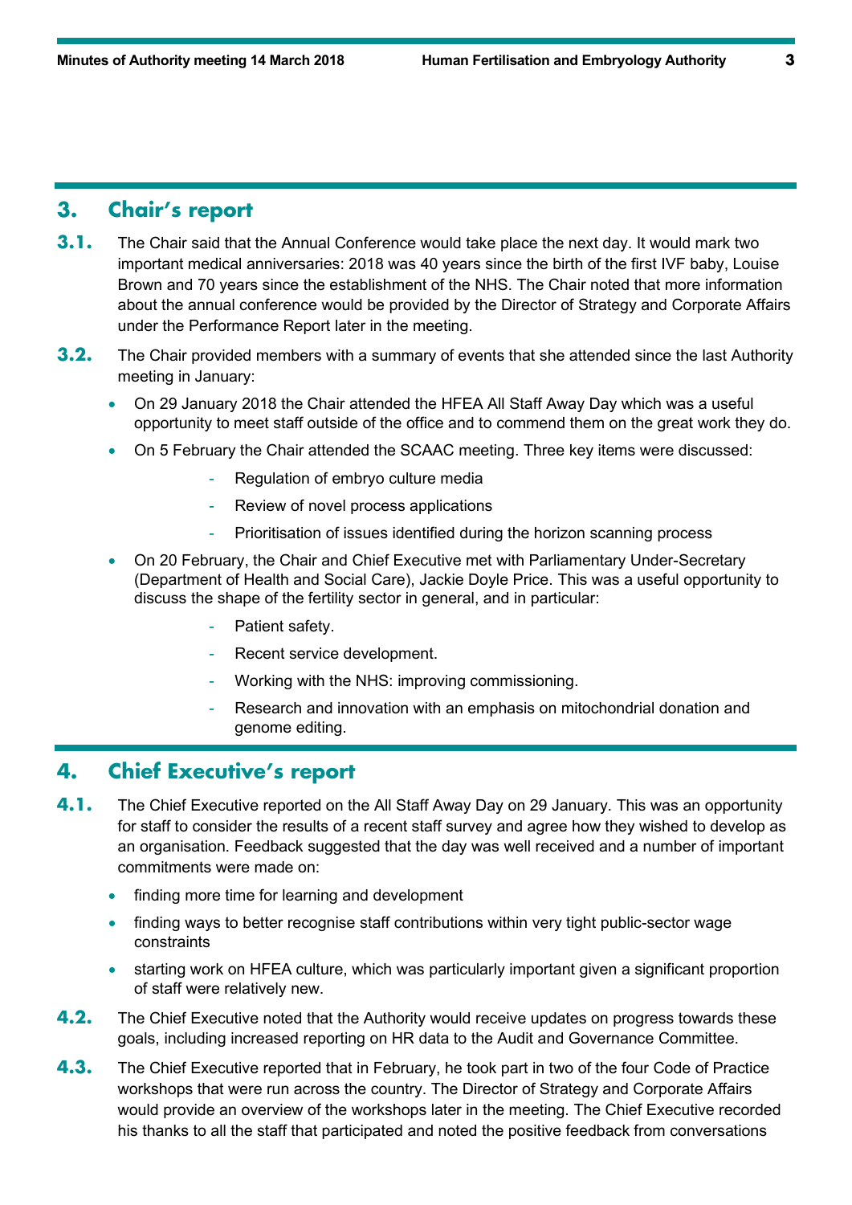## 3. Chair's report

**3.1.** The Chair said that the Annual Conference would take place the next day. It would mark two important medical anniversaries: 2018 was 40 years since the birth of the first IVF baby, Louise Brown and 70 years since the establishment of the NHS. The Chair noted that more information about the annual conference would be provided by the Director of Strategy and Corporate Affairs under the Performance Report later in the meeting.

**3.2.** The Chair provided members with a summary of events that she attended since the last Authority meeting in January:

- On 29 January 2018 the Chair attended the HFEA All Staff Away Day which was a useful opportunity to meet staff outside of the office and to commend them on the great work they do.
- On 5 February the Chair attended the SCAAC meeting. Three key items were discussed:
  - Regulation of embryo culture media
  - Review of novel process applications
  - Prioritisation of issues identified during the horizon scanning process
- On 20 February, the Chair and Chief Executive met with Parliamentary Under-Secretary (Department of Health and Social Care), Jackie Doyle Price. This was a useful opportunity to discuss the shape of the fertility sector in general, and in particular:
  - Patient safety.
  - Recent service development.
  - Working with the NHS: improving commissioning.
  - Research and innovation with an emphasis on mitochondrial donation and genome editing.

## 4. Chief Executive's report

**4.1.** The Chief Executive reported on the All Staff Away Day on 29 January. This was an opportunity for staff to consider the results of a recent staff survey and agree how they wished to develop as an organisation. Feedback suggested that the day was well received and a number of important commitments were made on:

- finding more time for learning and development
- finding ways to better recognise staff contributions within very tight public-sector wage constraints
- starting work on HFEA culture, which was particularly important given a significant proportion of staff were relatively new.

**4.2.** The Chief Executive noted that the Authority would receive updates on progress towards these goals, including increased reporting on HR data to the Audit and Governance Committee.

**4.3.** The Chief Executive reported that in February, he took part in two of the four Code of Practice workshops that were run across the country. The Director of Strategy and Corporate Affairs would provide an overview of the workshops later in the meeting. The Chief Executive recorded his thanks to all the staff that participated and noted the positive feedback from conversations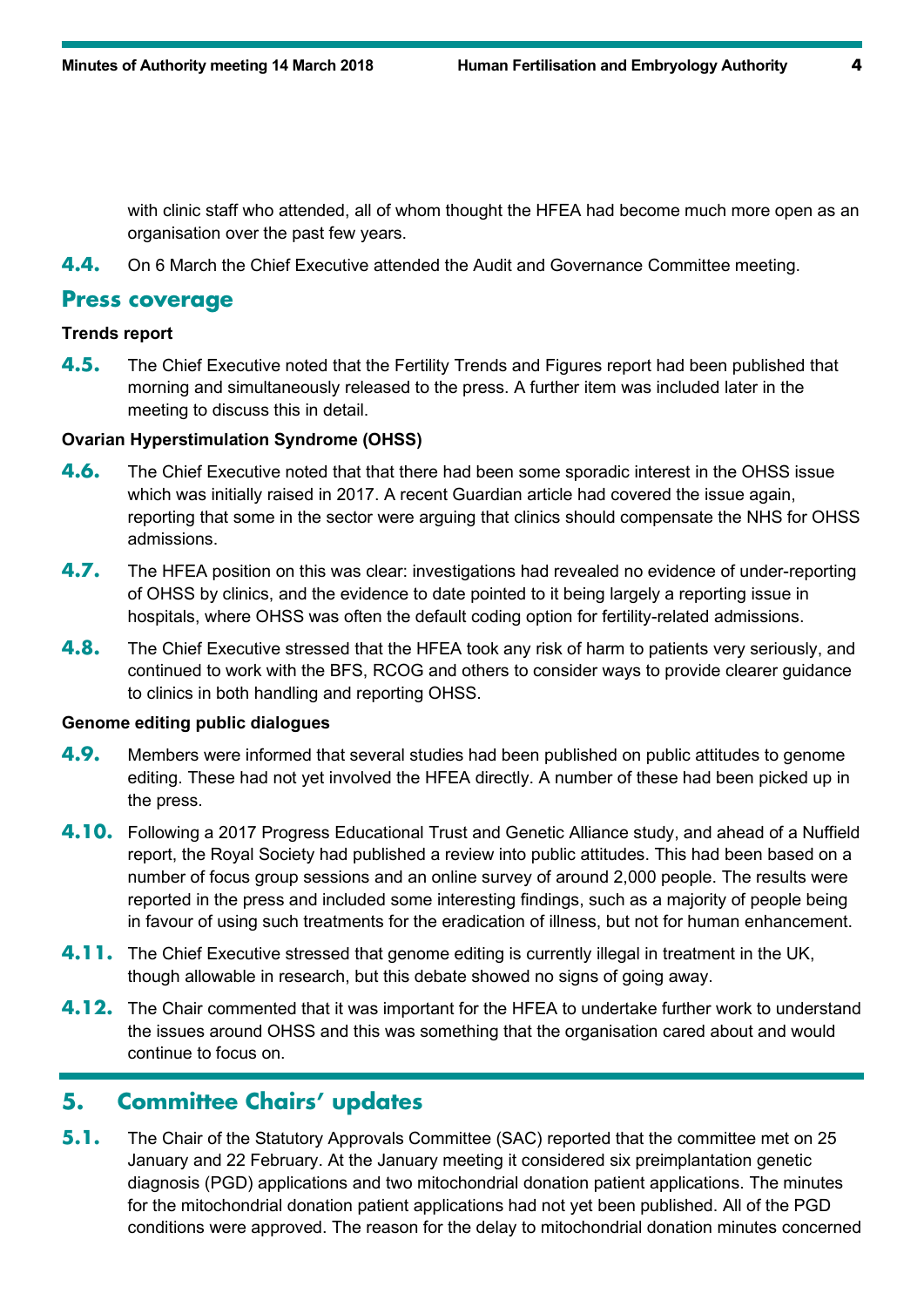with clinic staff who attended, all of whom thought the HFEA had become much more open as an organisation over the past few years.

**4.4.** On 6 March the Chief Executive attended the Audit and Governance Committee meeting.

## Press coverage

**Trends report**

**4.5.** The Chief Executive noted that the Fertility Trends and Figures report had been published that morning and simultaneously released to the press. A further item was included later in the meeting to discuss this in detail.

**Ovarian Hyperstimulation Syndrome (OHSS)**

**4.6.** The Chief Executive noted that that there had been some sporadic interest in the OHSS issue which was initially raised in 2017. A recent Guardian article had covered the issue again, reporting that some in the sector were arguing that clinics should compensate the NHS for OHSS admissions.

**4.7.** The HFEA position on this was clear: investigations had revealed no evidence of under-reporting of OHSS by clinics, and the evidence to date pointed to it being largely a reporting issue in hospitals, where OHSS was often the default coding option for fertility-related admissions.

**4.8.** The Chief Executive stressed that the HFEA took any risk of harm to patients very seriously, and continued to work with the BFS, RCOG and others to consider ways to provide clearer guidance to clinics in both handling and reporting OHSS.

**Genome editing public dialogues**

**4.9.** Members were informed that several studies had been published on public attitudes to genome editing. These had not yet involved the HFEA directly. A number of these had been picked up in the press.

**4.10.** Following a 2017 Progress Educational Trust and Genetic Alliance study, and ahead of a Nuffield report, the Royal Society had published a review into public attitudes. This had been based on a number of focus group sessions and an online survey of around 2,000 people. The results were reported in the press and included some interesting findings, such as a majority of people being in favour of using such treatments for the eradication of illness, but not for human enhancement.

**4.11.** The Chief Executive stressed that genome editing is currently illegal in treatment in the UK, though allowable in research, but this debate showed no signs of going away.

**4.12.** The Chair commented that it was important for the HFEA to undertake further work to understand the issues around OHSS and this was something that the organisation cared about and would continue to focus on.

## 5. Committee Chairs' updates

**5.1.** The Chair of the Statutory Approvals Committee (SAC) reported that the committee met on 25 January and 22 February. At the January meeting it considered six preimplantation genetic diagnosis (PGD) applications and two mitochondrial donation patient applications. The minutes for the mitochondrial donation patient applications had not yet been published. All of the PGD conditions were approved. The reason for the delay to mitochondrial donation minutes concerned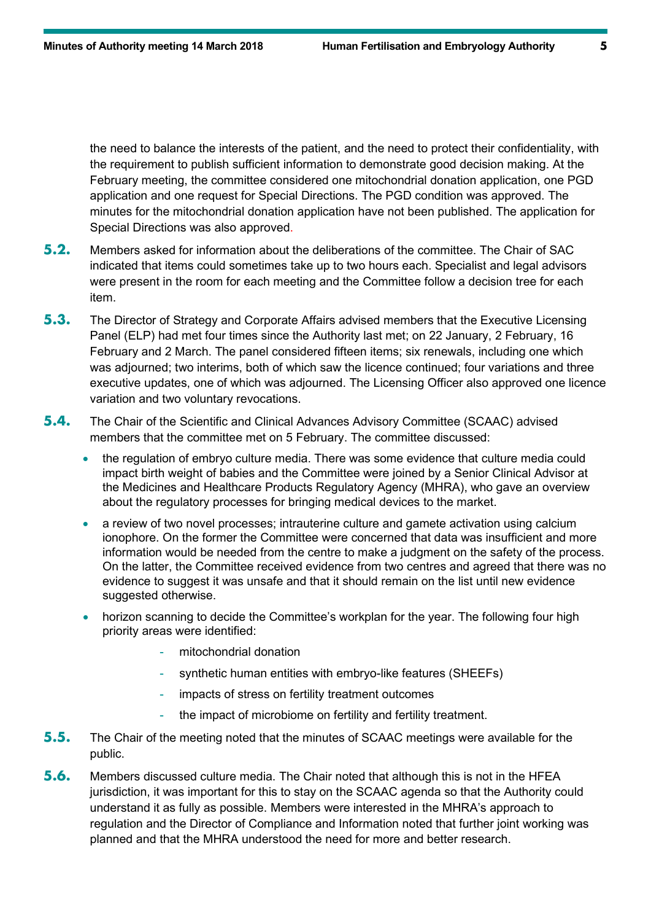the need to balance the interests of the patient, and the need to protect their confidentiality, with the requirement to publish sufficient information to demonstrate good decision making. At the February meeting, the committee considered one mitochondrial donation application, one PGD application and one request for Special Directions. The PGD condition was approved. The minutes for the mitochondrial donation application have not been published. The application for Special Directions was also approved.

**5.2.** Members asked for information about the deliberations of the committee. The Chair of SAC indicated that items could sometimes take up to two hours each. Specialist and legal advisors were present in the room for each meeting and the Committee follow a decision tree for each item.

**5.3.** The Director of Strategy and Corporate Affairs advised members that the Executive Licensing Panel (ELP) had met four times since the Authority last met; on 22 January, 2 February, 16 February and 2 March. The panel considered fifteen items; six renewals, including one which was adjourned; two interims, both of which saw the licence continued; four variations and three executive updates, one of which was adjourned. The Licensing Officer also approved one licence variation and two voluntary revocations.

**5.4.** The Chair of the Scientific and Clinical Advances Advisory Committee (SCAAC) advised members that the committee met on 5 February. The committee discussed:

- the regulation of embryo culture media. There was some evidence that culture media could impact birth weight of babies and the Committee were joined by a Senior Clinical Advisor at the Medicines and Healthcare Products Regulatory Agency (MHRA), who gave an overview about the regulatory processes for bringing medical devices to the market.
- a review of two novel processes; intrauterine culture and gamete activation using calcium ionophore. On the former the Committee were concerned that data was insufficient and more information would be needed from the centre to make a judgment on the safety of the process. On the latter, the Committee received evidence from two centres and agreed that there was no evidence to suggest it was unsafe and that it should remain on the list until new evidence suggested otherwise.
- horizon scanning to decide the Committee's workplan for the year. The following four high priority areas were identified:
  - mitochondrial donation
  - synthetic human entities with embryo-like features (SHEEFs)
  - impacts of stress on fertility treatment outcomes
  - the impact of microbiome on fertility and fertility treatment.

**5.5.** The Chair of the meeting noted that the minutes of SCAAC meetings were available for the public.

**5.6.** Members discussed culture media. The Chair noted that although this is not in the HFEA jurisdiction, it was important for this to stay on the SCAAC agenda so that the Authority could understand it as fully as possible. Members were interested in the MHRA's approach to regulation and the Director of Compliance and Information noted that further joint working was planned and that the MHRA understood the need for more and better research.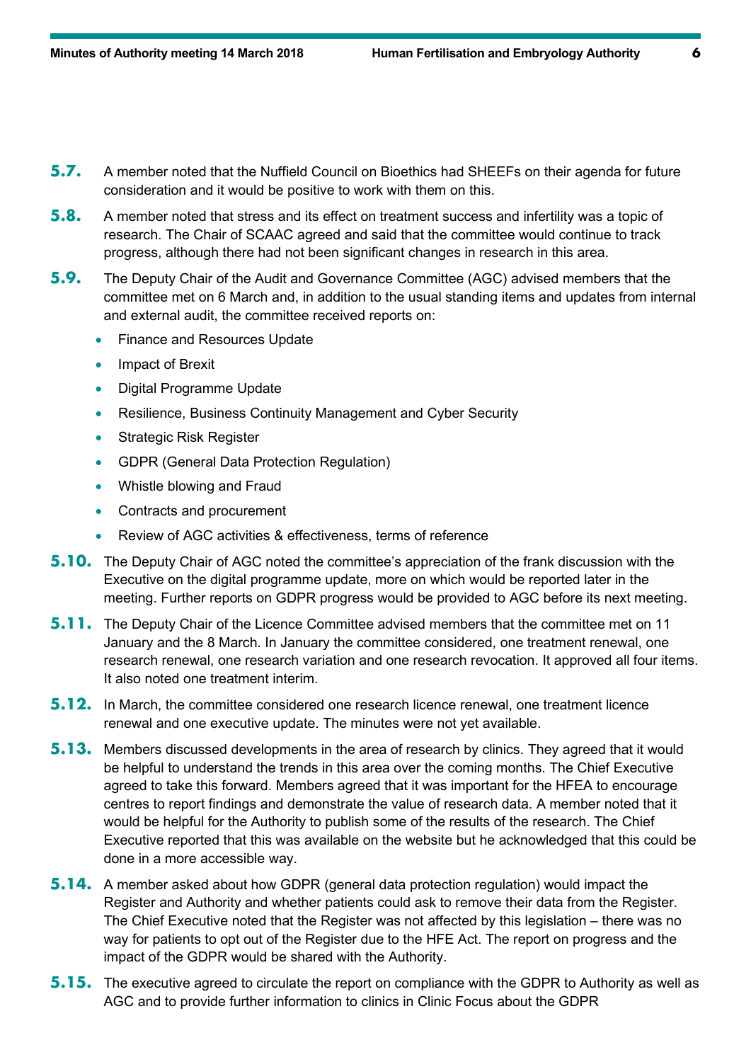**5.7.** A member noted that the Nuffield Council on Bioethics had SHEEFs on their agenda for future consideration and it would be positive to work with them on this.

**5.8.** A member noted that stress and its effect on treatment success and infertility was a topic of research. The Chair of SCAAC agreed and said that the committee would continue to track progress, although there had not been significant changes in research in this area.

**5.9.** The Deputy Chair of the Audit and Governance Committee (AGC) advised members that the committee met on 6 March and, in addition to the usual standing items and updates from internal and external audit, the committee received reports on:

- Finance and Resources Update
- Impact of Brexit
- Digital Programme Update
- Resilience, Business Continuity Management and Cyber Security
- Strategic Risk Register
- GDPR (General Data Protection Regulation)
- Whistle blowing and Fraud
- Contracts and procurement
- Review of AGC activities & effectiveness, terms of reference

**5.10.** The Deputy Chair of AGC noted the committee's appreciation of the frank discussion with the Executive on the digital programme update, more on which would be reported later in the meeting. Further reports on GDPR progress would be provided to AGC before its next meeting.

**5.11.** The Deputy Chair of the Licence Committee advised members that the committee met on 11 January and the 8 March. In January the committee considered, one treatment renewal, one research renewal, one research variation and one research revocation. It approved all four items. It also noted one treatment interim.

**5.12.** In March, the committee considered one research licence renewal, one treatment licence renewal and one executive update. The minutes were not yet available.

**5.13.** Members discussed developments in the area of research by clinics. They agreed that it would be helpful to understand the trends in this area over the coming months. The Chief Executive agreed to take this forward. Members agreed that it was important for the HFEA to encourage centres to report findings and demonstrate the value of research data. A member noted that it would be helpful for the Authority to publish some of the results of the research. The Chief Executive reported that this was available on the website but he acknowledged that this could be done in a more accessible way.

**5.14.** A member asked about how GDPR (general data protection regulation) would impact the Register and Authority and whether patients could ask to remove their data from the Register. The Chief Executive noted that the Register was not affected by this legislation – there was no way for patients to opt out of the Register due to the HFE Act. The report on progress and the impact of the GDPR would be shared with the Authority.

**5.15.** The executive agreed to circulate the report on compliance with the GDPR to Authority as well as AGC and to provide further information to clinics in Clinic Focus about the GDPR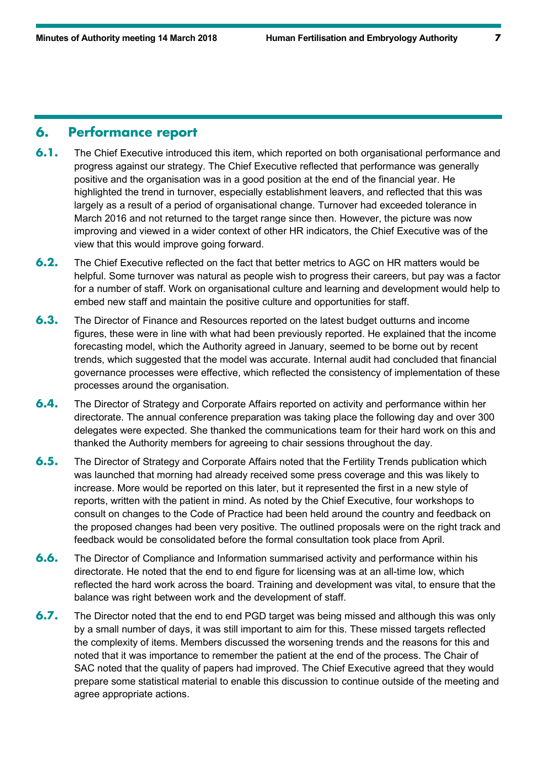## 6. Performance report

**6.1.** The Chief Executive introduced this item, which reported on both organisational performance and progress against our strategy. The Chief Executive reflected that performance was generally positive and the organisation was in a good position at the end of the financial year. He highlighted the trend in turnover, especially establishment leavers, and reflected that this was largely as a result of a period of organisational change. Turnover had exceeded tolerance in March 2016 and not returned to the target range since then. However, the picture was now improving and viewed in a wider context of other HR indicators, the Chief Executive was of the view that this would improve going forward.

**6.2.** The Chief Executive reflected on the fact that better metrics to AGC on HR matters would be helpful. Some turnover was natural as people wish to progress their careers, but pay was a factor for a number of staff. Work on organisational culture and learning and development would help to embed new staff and maintain the positive culture and opportunities for staff.

**6.3.** The Director of Finance and Resources reported on the latest budget outturns and income figures, these were in line with what had been previously reported. He explained that the income forecasting model, which the Authority agreed in January, seemed to be borne out by recent trends, which suggested that the model was accurate. Internal audit had concluded that financial governance processes were effective, which reflected the consistency of implementation of these processes around the organisation.

**6.4.** The Director of Strategy and Corporate Affairs reported on activity and performance within her directorate. The annual conference preparation was taking place the following day and over 300 delegates were expected. She thanked the communications team for their hard work on this and thanked the Authority members for agreeing to chair sessions throughout the day.

**6.5.** The Director of Strategy and Corporate Affairs noted that the Fertility Trends publication which was launched that morning had already received some press coverage and this was likely to increase. More would be reported on this later, but it represented the first in a new style of reports, written with the patient in mind. As noted by the Chief Executive, four workshops to consult on changes to the Code of Practice had been held around the country and feedback on the proposed changes had been very positive. The outlined proposals were on the right track and feedback would be consolidated before the formal consultation took place from April.

**6.6.** The Director of Compliance and Information summarised activity and performance within his directorate. He noted that the end to end figure for licensing was at an all-time low, which reflected the hard work across the board. Training and development was vital, to ensure that the balance was right between work and the development of staff.

**6.7.** The Director noted that the end to end PGD target was being missed and although this was only by a small number of days, it was still important to aim for this. These missed targets reflected the complexity of items. Members discussed the worsening trends and the reasons for this and noted that it was importance to remember the patient at the end of the process. The Chair of SAC noted that the quality of papers had improved. The Chief Executive agreed that they would prepare some statistical material to enable this discussion to continue outside of the meeting and agree appropriate actions.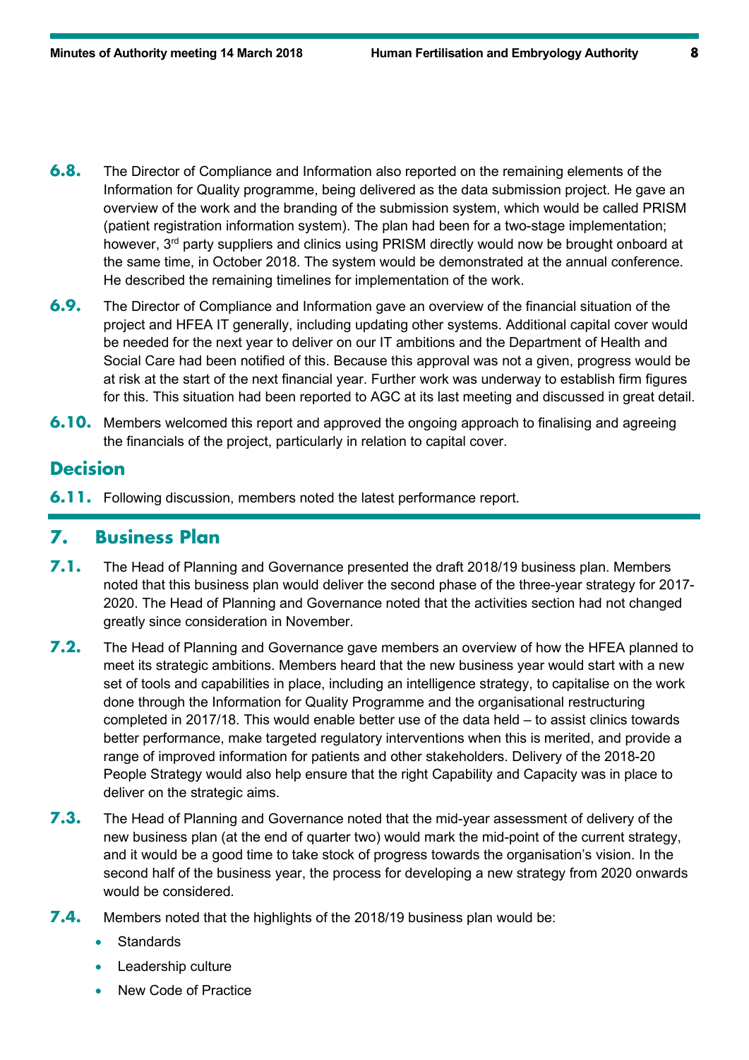6.8. The Director of Compliance and Information also reported on the remaining elements of the Information for Quality programme, being delivered as the data submission project. He gave an overview of the work and the branding of the submission system, which would be called PRISM (patient registration information system). The plan had been for a two-stage implementation; however, 3rd party suppliers and clinics using PRISM directly would now be brought onboard at the same time, in October 2018. The system would be demonstrated at the annual conference. He described the remaining timelines for implementation of the work.

6.9. The Director of Compliance and Information gave an overview of the financial situation of the project and HFEA IT generally, including updating other systems. Additional capital cover would be needed for the next year to deliver on our IT ambitions and the Department of Health and Social Care had been notified of this. Because this approval was not a given, progress would be at risk at the start of the next financial year. Further work was underway to establish firm figures for this. This situation had been reported to AGC at its last meeting and discussed in great detail.

6.10. Members welcomed this report and approved the ongoing approach to finalising and agreeing the financials of the project, particularly in relation to capital cover.

### Decision

6.11. Following discussion, members noted the latest performance report.

## 7. Business Plan

7.1. The Head of Planning and Governance presented the draft 2018/19 business plan. Members noted that this business plan would deliver the second phase of the three-year strategy for 2017-2020. The Head of Planning and Governance noted that the activities section had not changed greatly since consideration in November.

7.2. The Head of Planning and Governance gave members an overview of how the HFEA planned to meet its strategic ambitions. Members heard that the new business year would start with a new set of tools and capabilities in place, including an intelligence strategy, to capitalise on the work done through the Information for Quality Programme and the organisational restructuring completed in 2017/18. This would enable better use of the data held – to assist clinics towards better performance, make targeted regulatory interventions when this is merited, and provide a range of improved information for patients and other stakeholders. Delivery of the 2018-20 People Strategy would also help ensure that the right Capability and Capacity was in place to deliver on the strategic aims.

7.3. The Head of Planning and Governance noted that the mid-year assessment of delivery of the new business plan (at the end of quarter two) would mark the mid-point of the current strategy, and it would be a good time to take stock of progress towards the organisation's vision. In the second half of the business year, the process for developing a new strategy from 2020 onwards would be considered.

7.4. Members noted that the highlights of the 2018/19 business plan would be:

- Standards
- Leadership culture
- New Code of Practice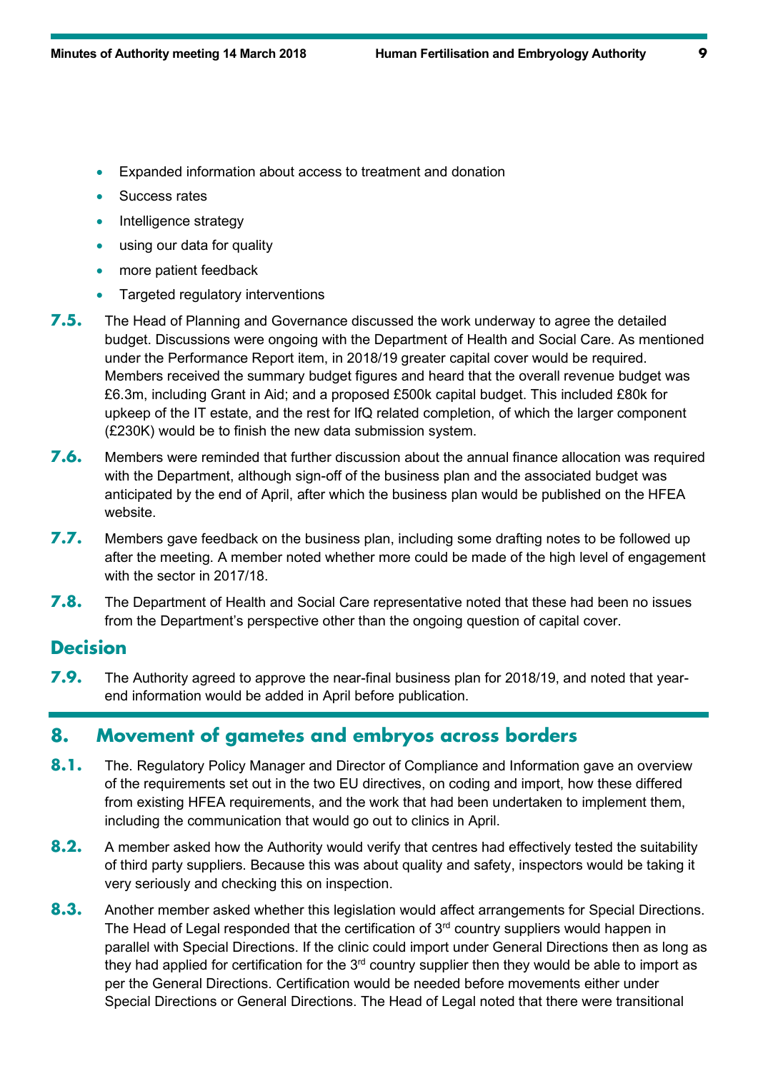- Expanded information about access to treatment and donation
- Success rates
- Intelligence strategy
- using our data for quality
- more patient feedback
- Targeted regulatory interventions

**7.5.** The Head of Planning and Governance discussed the work underway to agree the detailed budget. Discussions were ongoing with the Department of Health and Social Care. As mentioned under the Performance Report item, in 2018/19 greater capital cover would be required. Members received the summary budget figures and heard that the overall revenue budget was £6.3m, including Grant in Aid; and a proposed £500k capital budget. This included £80k for upkeep of the IT estate, and the rest for IfQ related completion, of which the larger component (£230K) would be to finish the new data submission system.

**7.6.** Members were reminded that further discussion about the annual finance allocation was required with the Department, although sign-off of the business plan and the associated budget was anticipated by the end of April, after which the business plan would be published on the HFEA website.

**7.7.** Members gave feedback on the business plan, including some drafting notes to be followed up after the meeting. A member noted whether more could be made of the high level of engagement with the sector in 2017/18.

**7.8.** The Department of Health and Social Care representative noted that these had been no issues from the Department's perspective other than the ongoing question of capital cover.

### Decision

**7.9.** The Authority agreed to approve the near-final business plan for 2018/19, and noted that year-end information would be added in April before publication.

## 8. Movement of gametes and embryos across borders

**8.1.** The. Regulatory Policy Manager and Director of Compliance and Information gave an overview of the requirements set out in the two EU directives, on coding and import, how these differed from existing HFEA requirements, and the work that had been undertaken to implement them, including the communication that would go out to clinics in April.

**8.2.** A member asked how the Authority would verify that centres had effectively tested the suitability of third party suppliers. Because this was about quality and safety, inspectors would be taking it very seriously and checking this on inspection.

**8.3.** Another member asked whether this legislation would affect arrangements for Special Directions. The Head of Legal responded that the certification of 3rd country suppliers would happen in parallel with Special Directions. If the clinic could import under General Directions then as long as they had applied for certification for the 3rd country supplier then they would be able to import as per the General Directions. Certification would be needed before movements either under Special Directions or General Directions. The Head of Legal noted that there were transitional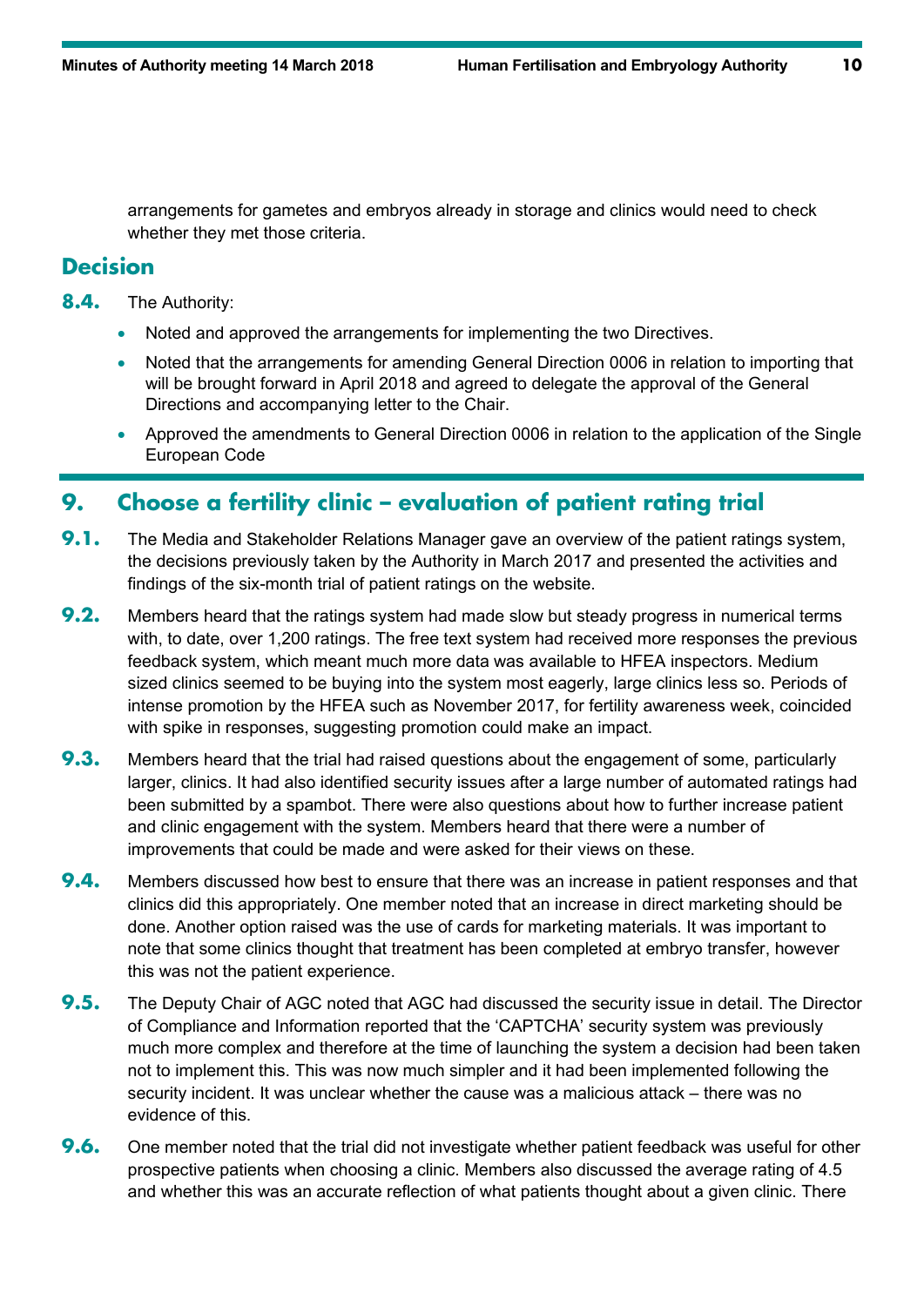arrangements for gametes and embryos already in storage and clinics would need to check whether they met those criteria.

## Decision

**8.4.** The Authority:

- Noted and approved the arrangements for implementing the two Directives.
- Noted that the arrangements for amending General Direction 0006 in relation to importing that will be brought forward in April 2018 and agreed to delegate the approval of the General Directions and accompanying letter to the Chair.
- Approved the amendments to General Direction 0006 in relation to the application of the Single European Code

## 9. Choose a fertility clinic – evaluation of patient rating trial

**9.1.** The Media and Stakeholder Relations Manager gave an overview of the patient ratings system, the decisions previously taken by the Authority in March 2017 and presented the activities and findings of the six-month trial of patient ratings on the website.

**9.2.** Members heard that the ratings system had made slow but steady progress in numerical terms with, to date, over 1,200 ratings. The free text system had received more responses the previous feedback system, which meant much more data was available to HFEA inspectors. Medium sized clinics seemed to be buying into the system most eagerly, large clinics less so. Periods of intense promotion by the HFEA such as November 2017, for fertility awareness week, coincided with spike in responses, suggesting promotion could make an impact.

**9.3.** Members heard that the trial had raised questions about the engagement of some, particularly larger, clinics. It had also identified security issues after a large number of automated ratings had been submitted by a spambot. There were also questions about how to further increase patient and clinic engagement with the system. Members heard that there were a number of improvements that could be made and were asked for their views on these.

**9.4.** Members discussed how best to ensure that there was an increase in patient responses and that clinics did this appropriately. One member noted that an increase in direct marketing should be done. Another option raised was the use of cards for marketing materials. It was important to note that some clinics thought that treatment has been completed at embryo transfer, however this was not the patient experience.

**9.5.** The Deputy Chair of AGC noted that AGC had discussed the security issue in detail. The Director of Compliance and Information reported that the 'CAPTCHA' security system was previously much more complex and therefore at the time of launching the system a decision had been taken not to implement this. This was now much simpler and it had been implemented following the security incident. It was unclear whether the cause was a malicious attack – there was no evidence of this.

**9.6.** One member noted that the trial did not investigate whether patient feedback was useful for other prospective patients when choosing a clinic. Members also discussed the average rating of 4.5 and whether this was an accurate reflection of what patients thought about a given clinic. There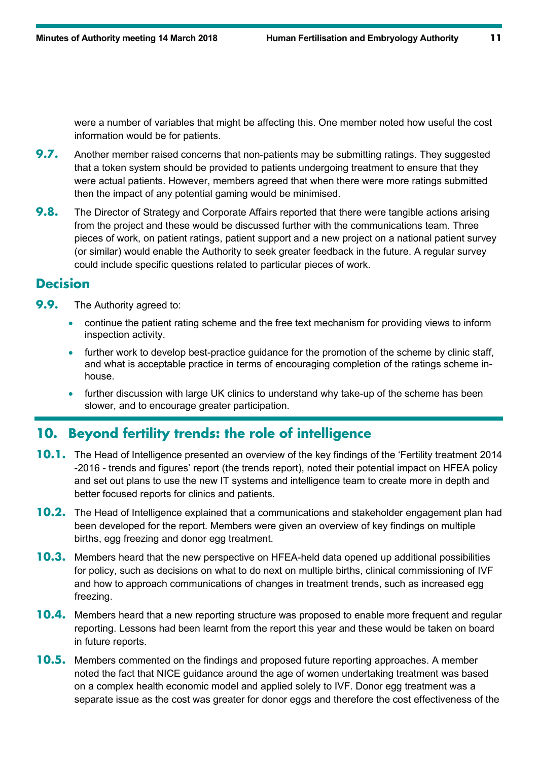were a number of variables that might be affecting this. One member noted how useful the cost information would be for patients.

**9.7.** Another member raised concerns that non-patients may be submitting ratings. They suggested that a token system should be provided to patients undergoing treatment to ensure that they were actual patients. However, members agreed that when there were more ratings submitted then the impact of any potential gaming would be minimised.

**9.8.** The Director of Strategy and Corporate Affairs reported that there were tangible actions arising from the project and these would be discussed further with the communications team. Three pieces of work, on patient ratings, patient support and a new project on a national patient survey (or similar) would enable the Authority to seek greater feedback in the future. A regular survey could include specific questions related to particular pieces of work.

## Decision

**9.9.** The Authority agreed to:

- continue the patient rating scheme and the free text mechanism for providing views to inform inspection activity.
- further work to develop best-practice guidance for the promotion of the scheme by clinic staff, and what is acceptable practice in terms of encouraging completion of the ratings scheme in-house.
- further discussion with large UK clinics to understand why take-up of the scheme has been slower, and to encourage greater participation.

## 10. Beyond fertility trends: the role of intelligence

**10.1.** The Head of Intelligence presented an overview of the key findings of the 'Fertility treatment 2014 -2016 - trends and figures' report (the trends report), noted their potential impact on HFEA policy and set out plans to use the new IT systems and intelligence team to create more in depth and better focused reports for clinics and patients.

**10.2.** The Head of Intelligence explained that a communications and stakeholder engagement plan had been developed for the report. Members were given an overview of key findings on multiple births, egg freezing and donor egg treatment.

**10.3.** Members heard that the new perspective on HFEA-held data opened up additional possibilities for policy, such as decisions on what to do next on multiple births, clinical commissioning of IVF and how to approach communications of changes in treatment trends, such as increased egg freezing.

**10.4.** Members heard that a new reporting structure was proposed to enable more frequent and regular reporting. Lessons had been learnt from the report this year and these would be taken on board in future reports.

**10.5.** Members commented on the findings and proposed future reporting approaches. A member noted the fact that NICE guidance around the age of women undertaking treatment was based on a complex health economic model and applied solely to IVF. Donor egg treatment was a separate issue as the cost was greater for donor eggs and therefore the cost effectiveness of the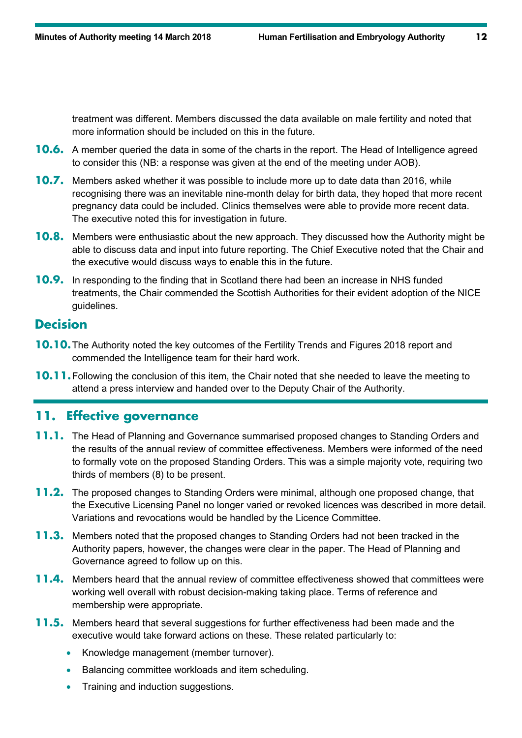treatment was different. Members discussed the data available on male fertility and noted that more information should be included on this in the future.

**10.6.** A member queried the data in some of the charts in the report. The Head of Intelligence agreed to consider this (NB: a response was given at the end of the meeting under AOB).

**10.7.** Members asked whether it was possible to include more up to date data than 2016, while recognising there was an inevitable nine-month delay for birth data, they hoped that more recent pregnancy data could be included. Clinics themselves were able to provide more recent data. The executive noted this for investigation in future.

**10.8.** Members were enthusiastic about the new approach. They discussed how the Authority might be able to discuss data and input into future reporting. The Chief Executive noted that the Chair and the executive would discuss ways to enable this in the future.

**10.9.** In responding to the finding that in Scotland there had been an increase in NHS funded treatments, the Chair commended the Scottish Authorities for their evident adoption of the NICE guidelines.

### Decision

**10.10.** The Authority noted the key outcomes of the Fertility Trends and Figures 2018 report and commended the Intelligence team for their hard work.

**10.11.** Following the conclusion of this item, the Chair noted that she needed to leave the meeting to attend a press interview and handed over to the Deputy Chair of the Authority.

## 11. Effective governance

**11.1.** The Head of Planning and Governance summarised proposed changes to Standing Orders and the results of the annual review of committee effectiveness. Members were informed of the need to formally vote on the proposed Standing Orders. This was a simple majority vote, requiring two thirds of members (8) to be present.

**11.2.** The proposed changes to Standing Orders were minimal, although one proposed change, that the Executive Licensing Panel no longer varied or revoked licences was described in more detail. Variations and revocations would be handled by the Licence Committee.

**11.3.** Members noted that the proposed changes to Standing Orders had not been tracked in the Authority papers, however, the changes were clear in the paper. The Head of Planning and Governance agreed to follow up on this.

**11.4.** Members heard that the annual review of committee effectiveness showed that committees were working well overall with robust decision-making taking place. Terms of reference and membership were appropriate.

**11.5.** Members heard that several suggestions for further effectiveness had been made and the executive would take forward actions on these. These related particularly to:

- Knowledge management (member turnover).
- Balancing committee workloads and item scheduling.
- Training and induction suggestions.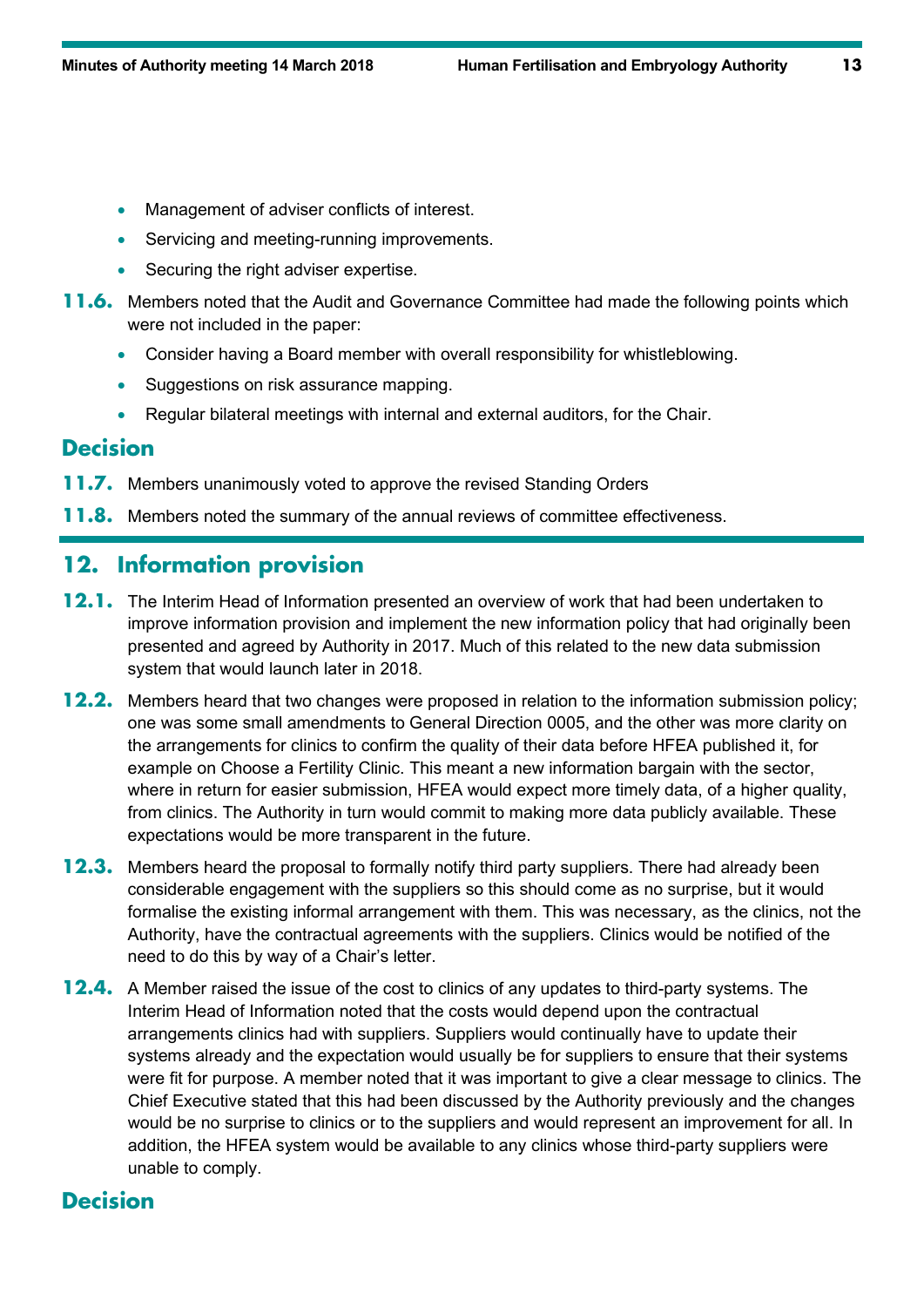- Management of adviser conflicts of interest.
- Servicing and meeting-running improvements.
- Securing the right adviser expertise.

**11.6.** Members noted that the Audit and Governance Committee had made the following points which were not included in the paper:

- Consider having a Board member with overall responsibility for whistleblowing.
- Suggestions on risk assurance mapping.
- Regular bilateral meetings with internal and external auditors, for the Chair.

## Decision

**11.7.** Members unanimously voted to approve the revised Standing Orders

**11.8.** Members noted the summary of the annual reviews of committee effectiveness.

## 12. Information provision

**12.1.** The Interim Head of Information presented an overview of work that had been undertaken to improve information provision and implement the new information policy that had originally been presented and agreed by Authority in 2017. Much of this related to the new data submission system that would launch later in 2018.

**12.2.** Members heard that two changes were proposed in relation to the information submission policy; one was some small amendments to General Direction 0005, and the other was more clarity on the arrangements for clinics to confirm the quality of their data before HFEA published it, for example on Choose a Fertility Clinic. This meant a new information bargain with the sector, where in return for easier submission, HFEA would expect more timely data, of a higher quality, from clinics. The Authority in turn would commit to making more data publicly available. These expectations would be more transparent in the future.

**12.3.** Members heard the proposal to formally notify third party suppliers. There had already been considerable engagement with the suppliers so this should come as no surprise, but it would formalise the existing informal arrangement with them. This was necessary, as the clinics, not the Authority, have the contractual agreements with the suppliers. Clinics would be notified of the need to do this by way of a Chair's letter.

**12.4.** A Member raised the issue of the cost to clinics of any updates to third-party systems. The Interim Head of Information noted that the costs would depend upon the contractual arrangements clinics had with suppliers. Suppliers would continually have to update their systems already and the expectation would usually be for suppliers to ensure that their systems were fit for purpose. A member noted that it was important to give a clear message to clinics. The Chief Executive stated that this had been discussed by the Authority previously and the changes would be no surprise to clinics or to the suppliers and would represent an improvement for all. In addition, the HFEA system would be available to any clinics whose third-party suppliers were unable to comply.

## Decision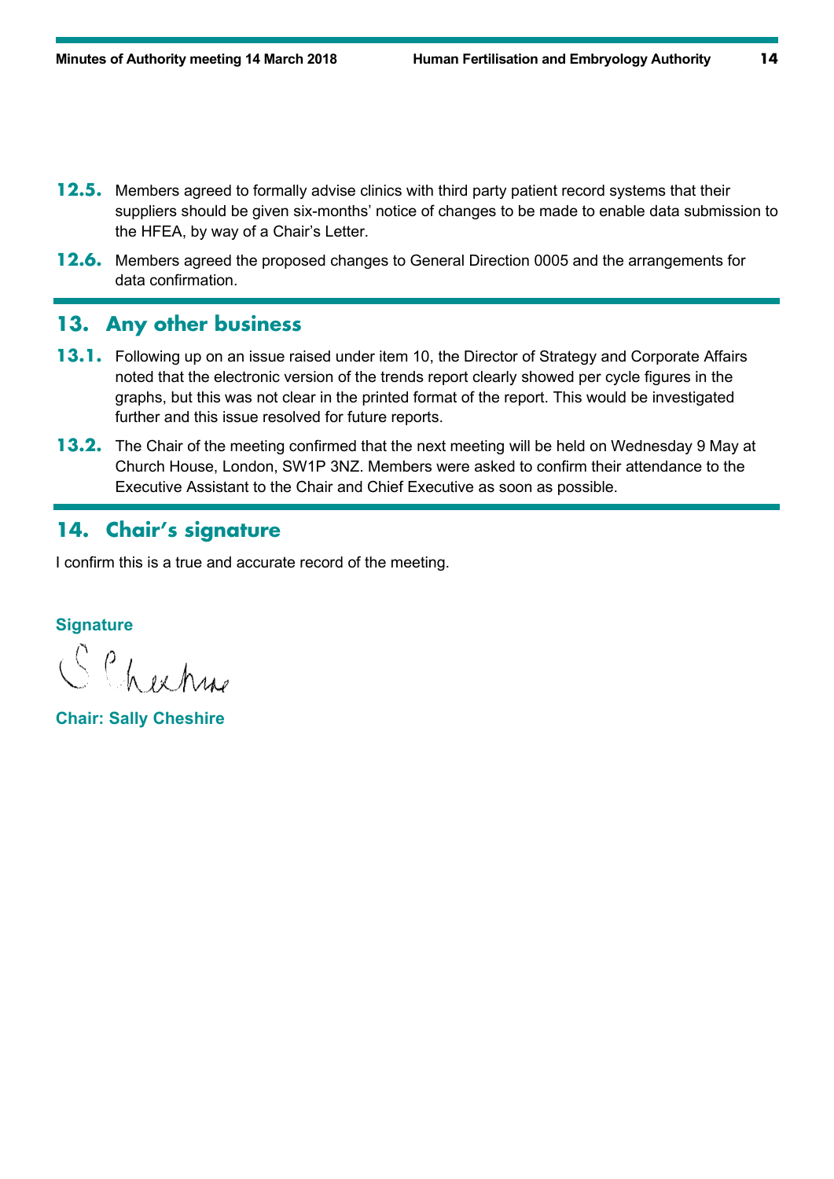**12.5.** Members agreed to formally advise clinics with third party patient record systems that their suppliers should be given six-months' notice of changes to be made to enable data submission to the HFEA, by way of a Chair's Letter.

**12.6.** Members agreed the proposed changes to General Direction 0005 and the arrangements for data confirmation.

## 13. Any other business

**13.1.** Following up on an issue raised under item 10, the Director of Strategy and Corporate Affairs noted that the electronic version of the trends report clearly showed per cycle figures in the graphs, but this was not clear in the printed format of the report. This would be investigated further and this issue resolved for future reports.

**13.2.** The Chair of the meeting confirmed that the next meeting will be held on Wednesday 9 May at Church House, London, SW1P 3NZ. Members were asked to confirm their attendance to the Executive Assistant to the Chair and Chief Executive as soon as possible.

## 14. Chair's signature

I confirm this is a true and accurate record of the meeting.

**Signature**

S Cheshire

**Chair: Sally Cheshire**